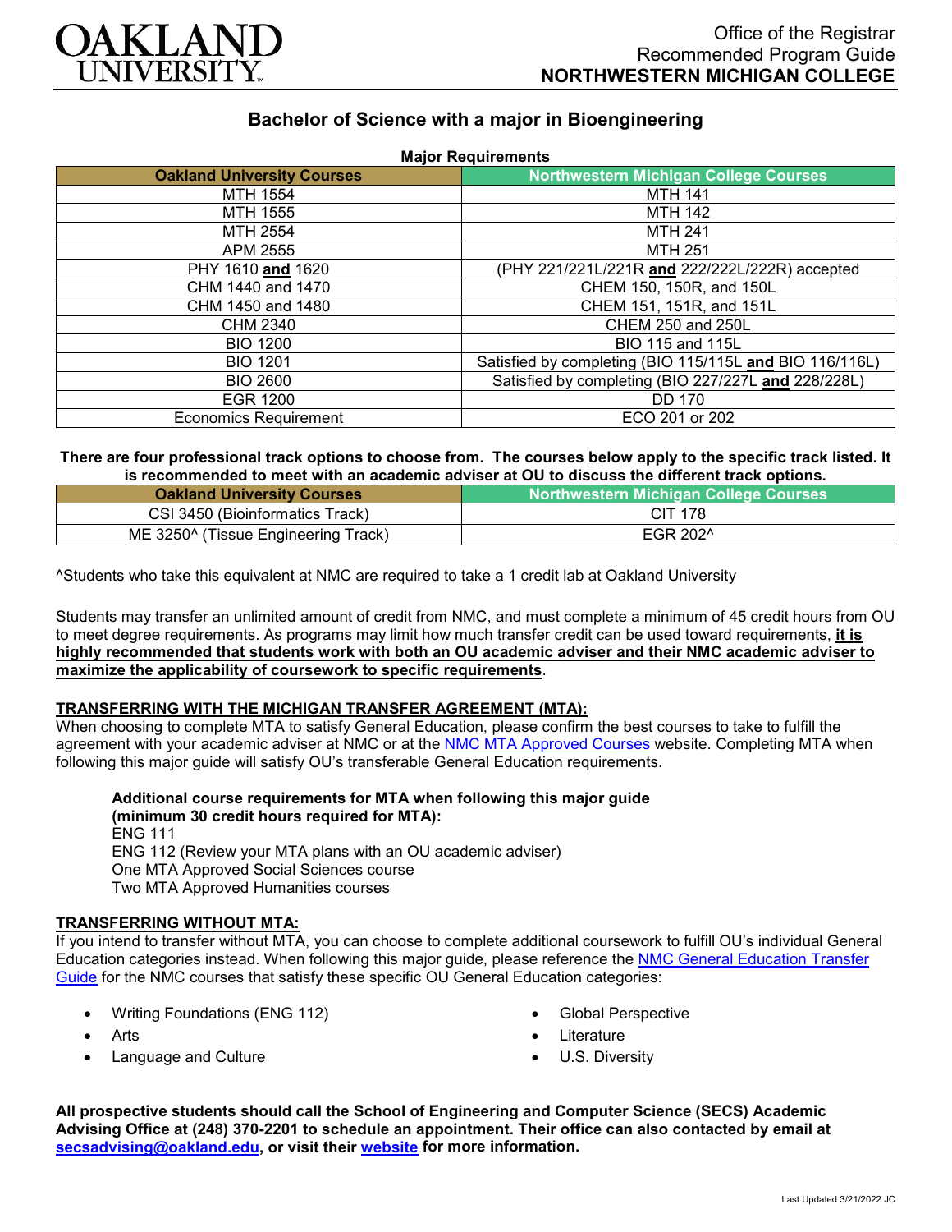Office of the Registrar
Recommended Program Guide
**NORTHWESTERN MICHIGAN COLLEGE**

## Bachelor of Science with a major in Bioengineering

**Major Requirements**

| Oakland University Courses | Northwestern Michigan College Courses |
|---|---|
| MTH 1554 | MTH 141 |
| MTH 1555 | MTH 142 |
| MTH 2554 | MTH 241 |
| APM 2555 | MTH 251 |
| PHY 1610 **and** 1620 | (PHY 221/221L/221R **and** 222/222L/222R) accepted |
| CHM 1440 and 1470 | CHEM 150, 150R, and 150L |
| CHM 1450 and 1480 | CHEM 151, 151R, and 151L |
| CHM 2340 | CHEM 250 and 250L |
| BIO 1200 | BIO 115 and 115L |
| BIO 1201 | Satisfied by completing (BIO 115/115L **and** BIO 116/116L) |
| BIO 2600 | Satisfied by completing (BIO 227/227L **and** 228/228L) |
| EGR 1200 | DD 170 |
| Economics Requirement | ECO 201 or 202 |

**There are four professional track options to choose from. The courses below apply to the specific track listed. It is recommended to meet with an academic adviser at OU to discuss the different track options.**

| Oakland University Courses | Northwestern Michigan College Courses |
|---|---|
| CSI 3450 (Bioinformatics Track) | CIT 178 |
| ME 3250^ (Tissue Engineering Track) | EGR 202^ |

^Students who take this equivalent at NMC are required to take a 1 credit lab at Oakland University

Students may transfer an unlimited amount of credit from NMC, and must complete a minimum of 45 credit hours from OU to meet degree requirements. As programs may limit how much transfer credit can be used toward requirements, **it is highly recommended that students work with both an OU academic adviser and their NMC academic adviser to maximize the applicability of coursework to specific requirements**.

### TRANSFERRING WITH THE MICHIGAN TRANSFER AGREEMENT (MTA):

When choosing to complete MTA to satisfy General Education, please confirm the best courses to take to fulfill the agreement with your academic adviser at NMC or at the NMC MTA Approved Courses website. Completing MTA when following this major guide will satisfy OU's transferable General Education requirements.

**Additional course requirements for MTA when following this major guide (minimum 30 credit hours required for MTA):**
ENG 111
ENG 112 (Review your MTA plans with an OU academic adviser)
One MTA Approved Social Sciences course
Two MTA Approved Humanities courses

### TRANSFERRING WITHOUT MTA:

If you intend to transfer without MTA, you can choose to complete additional coursework to fulfill OU's individual General Education categories instead. When following this major guide, please reference the NMC General Education Transfer Guide for the NMC courses that satisfy these specific OU General Education categories:

- Writing Foundations (ENG 112)
- Arts
- Language and Culture
- Global Perspective
- Literature
- U.S. Diversity

**All prospective students should call the School of Engineering and Computer Science (SECS) Academic Advising Office at (248) 370-2201 to schedule an appointment. Their office can also contacted by email at secsadvising@oakland.edu, or visit their website for more information.**

Last Updated 3/21/2022 JC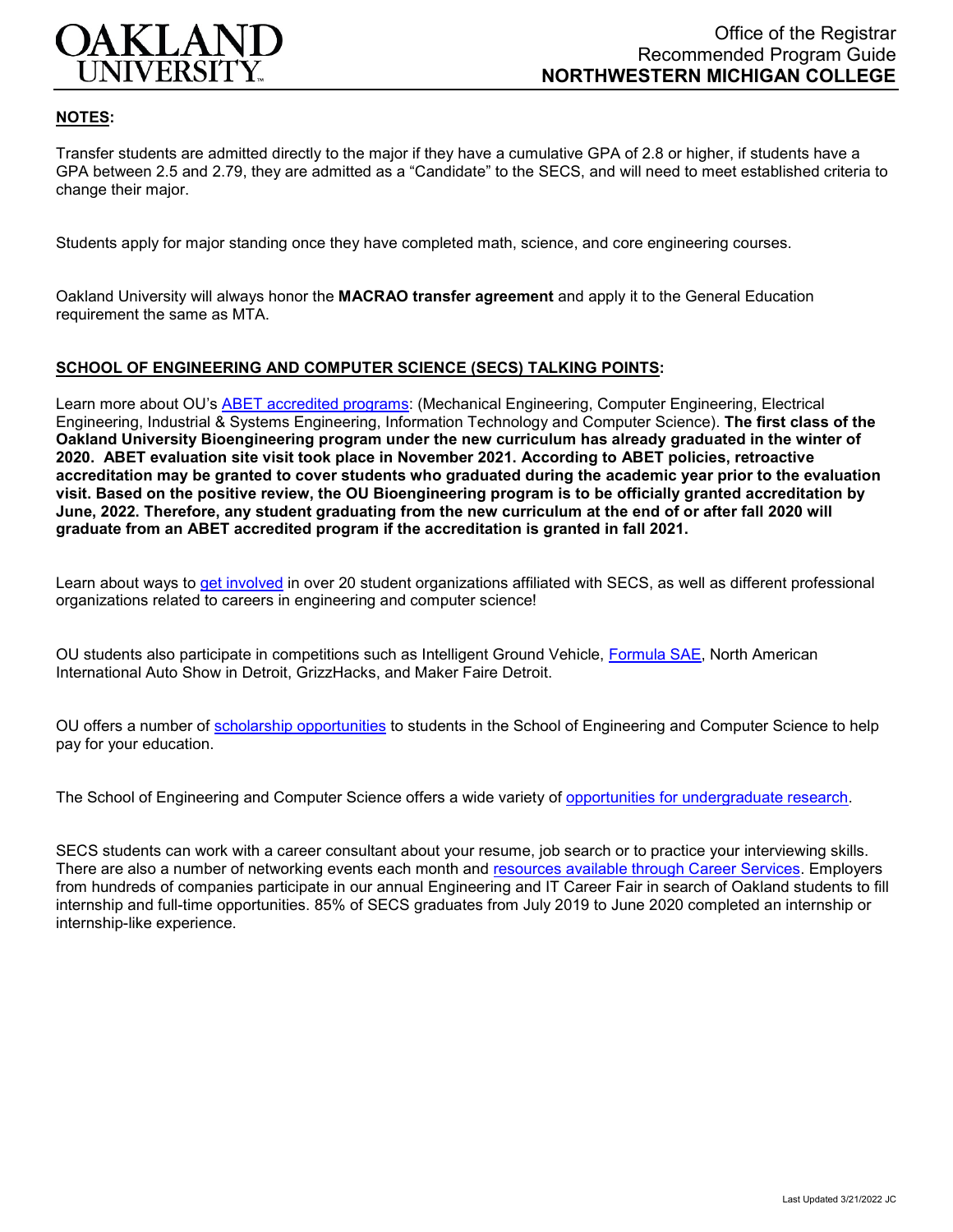**NOTES:**

Transfer students are admitted directly to the major if they have a cumulative GPA of 2.8 or higher, if students have a GPA between 2.5 and 2.79, they are admitted as a "Candidate" to the SECS, and will need to meet established criteria to change their major.

Students apply for major standing once they have completed math, science, and core engineering courses.

Oakland University will always honor the **MACRAO transfer agreement** and apply it to the General Education requirement the same as MTA.

**SCHOOL OF ENGINEERING AND COMPUTER SCIENCE (SECS) TALKING POINTS:**

Learn more about OU's ABET accredited programs: (Mechanical Engineering, Computer Engineering, Electrical Engineering, Industrial & Systems Engineering, Information Technology and Computer Science). **The first class of the Oakland University Bioengineering program under the new curriculum has already graduated in the winter of 2020. ABET evaluation site visit took place in November 2021. According to ABET policies, retroactive accreditation may be granted to cover students who graduated during the academic year prior to the evaluation visit. Based on the positive review, the OU Bioengineering program is to be officially granted accreditation by June, 2022. Therefore, any student graduating from the new curriculum at the end of or after fall 2020 will graduate from an ABET accredited program if the accreditation is granted in fall 2021.**

Learn about ways to get involved in over 20 student organizations affiliated with SECS, as well as different professional organizations related to careers in engineering and computer science!

OU students also participate in competitions such as Intelligent Ground Vehicle, Formula SAE, North American International Auto Show in Detroit, GrizzHacks, and Maker Faire Detroit.

OU offers a number of scholarship opportunities to students in the School of Engineering and Computer Science to help pay for your education.

The School of Engineering and Computer Science offers a wide variety of opportunities for undergraduate research.

SECS students can work with a career consultant about your resume, job search or to practice your interviewing skills. There are also a number of networking events each month and resources available through Career Services. Employers from hundreds of companies participate in our annual Engineering and IT Career Fair in search of Oakland students to fill internship and full-time opportunities. 85% of SECS graduates from July 2019 to June 2020 completed an internship or internship-like experience.

Last Updated 3/21/2022 JC